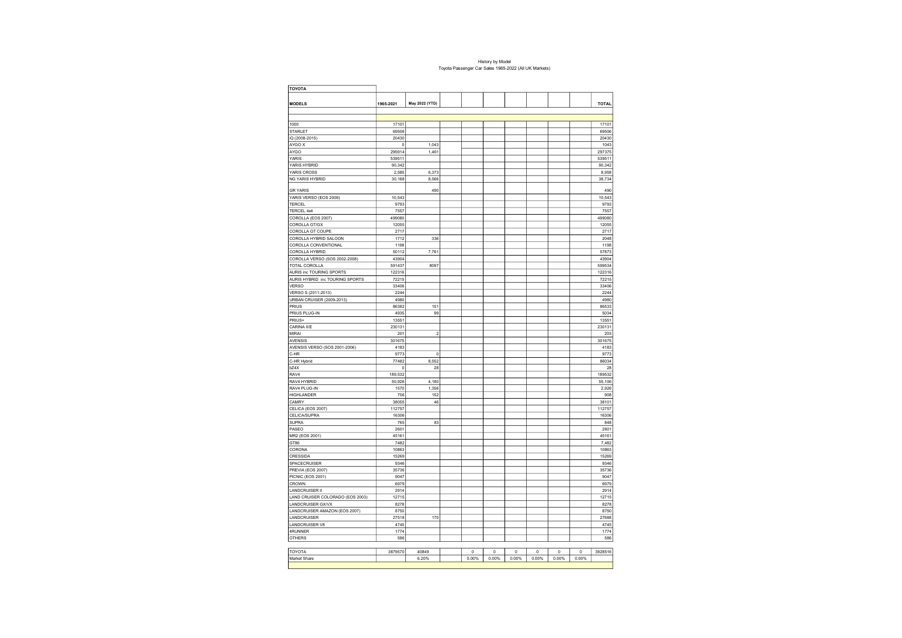History by Model
Toyota Passenger Car Sales 1965-2022 (All UK Markets)

| TOYOTA | | | | | | | | | | |
|---|---|---|---|---|---|---|---|---|---|---|
| **MODELS** | **1965-2021** | **May 2022 (YTD)** | | | | | | | | **TOTAL** |
| 1000 | 17101 | | | | | | | | | 17101 |
| STARLET | 69506 | | | | | | | | | 69506 |
| iQ (2008-2015) | 20430 | | | | | | | | | 20430 |
| AYGO X | 0 | 1,043 | | | | | | | | 1043 |
| AYGO | 295914 | 1,461 | | | | | | | | 297375 |
| YARIS | 539511 | | | | | | | | | 539511 |
| YARIS HYBRID | 90,342 | | | | | | | | | 90,342 |
| YARIS CROSS | 2,585 | 6,373 | | | | | | | | 8,958 |
| NG YARIS HYBRID | 30,168 | 8,566 | | | | | | | | 38,734 |
| GR YARIS | | 490 | | | | | | | | 490 |
| YARIS VERSO (EOS 2006) | 10,543 | | | | | | | | | 10,543 |
| TERCEL | 9793 | | | | | | | | | 9793 |
| TERCEL 4x4 | 7557 | | | | | | | | | 7557 |
| COROLLA (EOS 2007) | 499080 | | | | | | | | | 499080 |
| COROLLA GT/GX | 12055 | | | | | | | | | 12055 |
| COROLLA GT COUPE | 2717 | | | | | | | | | 2717 |
| COROLLA HYBRID SALOON | 1712 | 336 | | | | | | | | 2048 |
| COROLLA CONVENTIONAL | 1198 | | | | | | | | | 1198 |
| COROLLA HYBRID | 50112 | 7,761 | | | | | | | | 57873 |
| COROLLA VERSO (SOS 2002-2008) | 43904 | | | | | | | | | 43904 |
| TOTAL COROLLA | 591437 | 8097 | | | | | | | | 599534 |
| AURIS inc TOURING SPORTS | 122316 | | | | | | | | | 122316 |
| AURIS HYBRID inc TOURING SPORTS | 72215 | | | | | | | | | 72215 |
| VERSO | 33406 | | | | | | | | | 33406 |
| VERSO S (2011-2013) | 2244 | | | | | | | | | 2244 |
| URBAN CRUISER (2009-2013) | 4980 | | | | | | | | | 4980 |
| PRIUS | 86382 | 151 | | | | | | | | 86533 |
| PRIUS PLUG-IN | 4935 | 99 | | | | | | | | 5034 |
| PRIUS+ | 13551 | | | | | | | | | 13551 |
| CARINA II/E | 230131 | | | | | | | | | 230131 |
| MIRAI | 201 | 2 | | | | | | | | 203 |
| AVENSIS | 301675 | | | | | | | | | 301675 |
| AVENSIS VERSO (SOS 2001-2006) | 4183 | | | | | | | | | 4183 |
| C-HR | 9773 | 0 | | | | | | | | 9773 |
| C-HR Hybrid | 77482 | 8,552 | | | | | | | | 86034 |
| bZ4X | 0 | 28 | | | | | | | | 28 |
| RAV4 | 189,532 | | | | | | | | | 189532 |
| RAV4 HYBRID | 50,926 | 4,180 | | | | | | | | 55,106 |
| RAV4 PLUG-IN | 1570 | 1,356 | | | | | | | | 2,926 |
| HIGHLANDER | 756 | 152 | | | | | | | | 908 |
| CAMRY | 38055 | 46 | | | | | | | | 38101 |
| CELICA (EOS 2007) | 112757 | | | | | | | | | 112757 |
| CELICA/SUPRA | 16306 | | | | | | | | | 16306 |
| SUPRA | 765 | 83 | | | | | | | | 848 |
| PASEO | 2601 | | | | | | | | | 2601 |
| MR2 (EOS 2001) | 45161 | | | | | | | | | 45161 |
| GT86 | 7482 | | | | | | | | | 7,482 |
| CORONA | 10863 | | | | | | | | | 10863 |
| CRESSIDA | 15269 | | | | | | | | | 15269 |
| SPACECRUISER | 9346 | | | | | | | | | 9346 |
| PREVIA (EOS 2007) | 35736 | | | | | | | | | 35736 |
| PICNIC (EOS 2001) | 9047 | | | | | | | | | 9047 |
| CROWN | 6979 | | | | | | | | | 6979 |
| LANDCRUISER II | 2914 | | | | | | | | | 2914 |
| LAND CRUISER COLORADO (EOS 2003) | 12715 | | | | | | | | | 12715 |
| LANDCRUISER GX/VX | 8278 | | | | | | | | | 8278 |
| LANDCRUISER AMAZON (EOS 2007) | 8750 | | | | | | | | | 8750 |
| LANDCRUISER | 27518 | 170 | | | | | | | | 27688 |
| LANDCRUISER V8 | 4745 | | | | | | | | | 4745 |
| 4RUNNER | 1774 | | | | | | | | | 1774 |
| OTHERS | 586 | | | | | | | | | 586 |
| TOYOTA | 3879570 | 40849 | | 0 | 0 | 0 | 0 | 0 | 0 | 3928516 |
| Market Share | | 6.20% | | 0.00% | 0.00% | 0.00% | 0.00% | 0.00% | 0.00% | |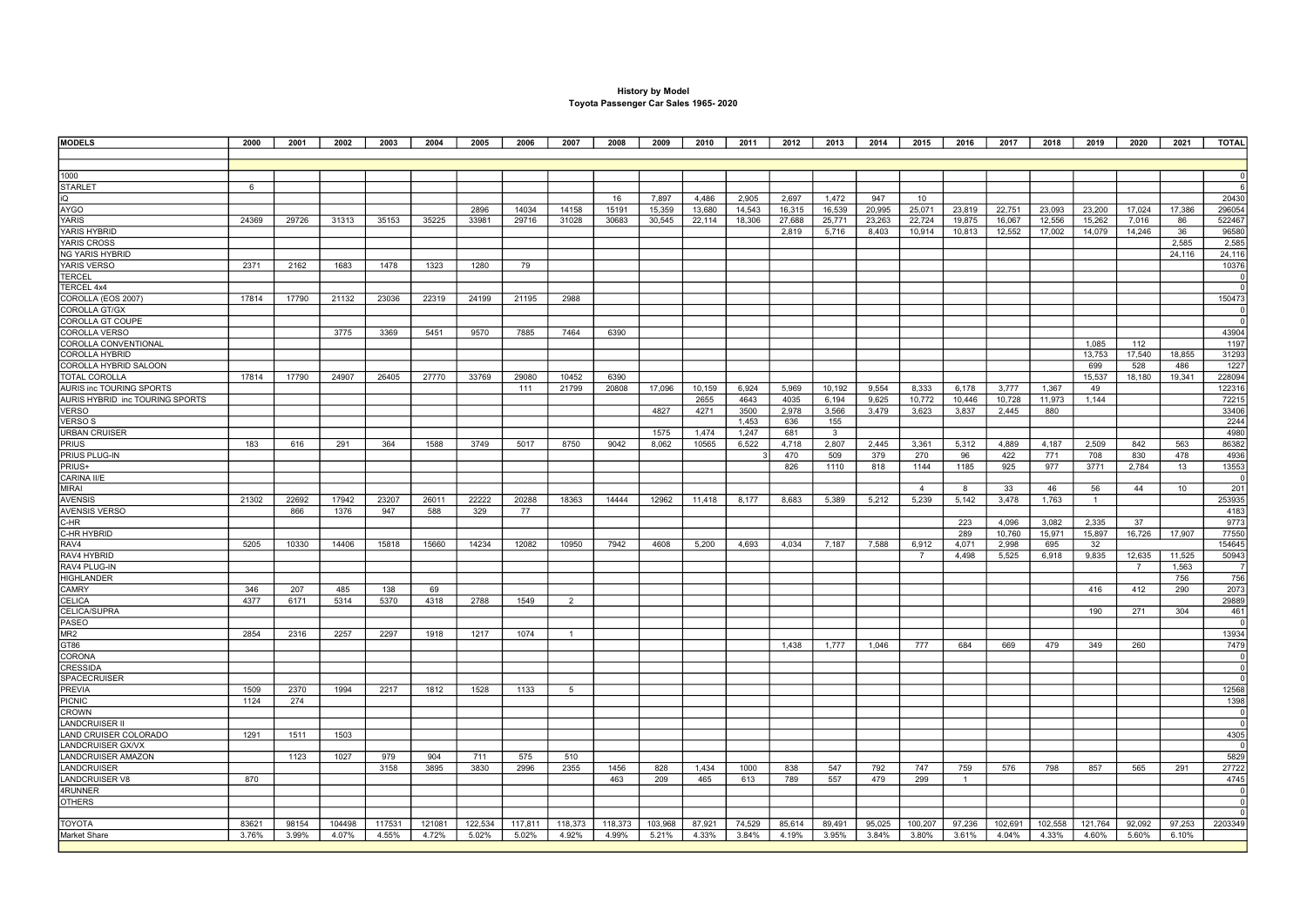**History by Model**
**Toyota Passenger Car Sales 1965- 2020**

| MODELS | 2000 | 2001 | 2002 | 2003 | 2004 | 2005 | 2006 | 2007 | 2008 | 2009 | 2010 | 2011 | 2012 | 2013 | 2014 | 2015 | 2016 | 2017 | 2018 | 2019 | 2020 | 2021 | TOTAL |
|---|---|---|---|---|---|---|---|---|---|---|---|---|---|---|---|---|---|---|---|---|---|---|---|
| 1000 | | | | | | | | | | | | | | | | | | | | | | | 0 |
| STARLET | 6 | | | | | | | | | | | | | | | | | | | | | | 6 |
| iQ | | | | | | | | | 16 | 7,897 | 4,486 | 2,905 | 2,697 | 1,472 | 947 | 10 | | | | | | | 20430 |
| AYGO | | | | | | 2896 | 14034 | 14158 | 15191 | 15,359 | 13,680 | 14,543 | 16,315 | 16,539 | 20,995 | 25,071 | 23,819 | 22,751 | 23,093 | 23,200 | 17,024 | 17,386 | 296054 |
| YARIS | 24369 | 29726 | 31313 | 35153 | 35225 | 33981 | 29716 | 31028 | 30683 | 30,545 | 22,114 | 18,306 | 27,688 | 25,771 | 23,263 | 22,724 | 19,875 | 16,067 | 12,556 | 15,262 | 7,016 | 86 | 522467 |
| YARIS HYBRID | | | | | | | | | | | | | 2,819 | 5,716 | 8,403 | 10,914 | 10,813 | 12,552 | 17,002 | 14,079 | 14,246 | 36 | 96580 |
| YARIS CROSS | | | | | | | | | | | | | | | | | | | | | | 2,585 | 2,585 |
| NG YARIS HYBRID | | | | | | | | | | | | | | | | | | | | | | 24,116 | 24,116 |
| YARIS VERSO | 2371 | 2162 | 1683 | 1478 | 1323 | 1280 | 79 | | | | | | | | | | | | | | | | 10376 |
| TERCEL | | | | | | | | | | | | | | | | | | | | | | | 0 |
| TERCEL 4x4 | | | | | | | | | | | | | | | | | | | | | | | 0 |
| COROLLA (EOS 2007) | 17814 | 17790 | 21132 | 23036 | 22319 | 24199 | 21195 | 2988 | | | | | | | | | | | | | | | 150473 |
| COROLLA GT/GX | | | | | | | | | | | | | | | | | | | | | | | 0 |
| COROLLA GT COUPE | | | | | | | | | | | | | | | | | | | | | | | 0 |
| COROLLA VERSO | | | 3775 | 3369 | 5451 | 9570 | 7885 | 7464 | 6390 | | | | | | | | | | | | | | 43904 |
| COROLLA CONVENTIONAL | | | | | | | | | | | | | | | | | | | | 1,085 | 112 | | 1197 |
| COROLLA HYBRID | | | | | | | | | | | | | | | | | | | | 13,753 | 17,540 | 18,855 | 31293 |
| COROLLA HYBRID SALOON | | | | | | | | | | | | | | | | | | | | 699 | 528 | 486 | 1227 |
| TOTAL COROLLA | 17814 | 17790 | 24907 | 26405 | 27770 | 33769 | 29080 | 10452 | 6390 | | | | | | | | | | | 15,537 | 18,180 | 19,341 | 228094 |
| AURIS inc TOURING SPORTS | | | | | | | 111 | 21799 | 20808 | 17,096 | 10,159 | 6,924 | 5,969 | 10,192 | 9,554 | 8,333 | 6,178 | 3,777 | 1,367 | 49 | | | 122316 |
| AURIS HYBRID inc TOURING SPORTS | | | | | | | | | | | 2655 | 4643 | 4035 | 6,194 | 9,625 | 10,772 | 10,446 | 10,728 | 11,973 | 1,144 | | | 72215 |
| VERSO | | | | | | | | | | 4827 | 4271 | 3500 | 2,978 | 3,566 | 3,479 | 3,623 | 3,837 | 2,445 | 880 | | | | 33406 |
| VERSO S | | | | | | | | | | | | 1,453 | 636 | 155 | | | | | | | | | 2244 |
| URBAN CRUISER | | | | | | | | | | 1575 | 1,474 | 1,247 | 681 | 3 | | | | | | | | | 4980 |
| PRIUS | 183 | 616 | 291 | 364 | 1588 | 3749 | 5017 | 8750 | 9042 | 8,062 | 10565 | 6,522 | 4,718 | 2,807 | 2,445 | 3,361 | 5,312 | 4,889 | 4,187 | 2,509 | 842 | 563 | 86382 |
| PRIUS PLUG-IN | | | | | | | | | | | | 3 | 470 | 509 | 379 | 270 | 96 | 422 | 771 | 708 | 830 | 478 | 4936 |
| PRIUS+ | | | | | | | | | | | | | 826 | 1110 | 818 | 1144 | 1185 | 925 | 977 | 3771 | 2,784 | 13 | 13553 |
| CARINA II/E | | | | | | | | | | | | | | | | | | | | | | | 0 |
| MIRAI | | | | | | | | | | | | | | | | 4 | 8 | 33 | 46 | 56 | 44 | 10 | 201 |
| AVENSIS | 21302 | 22692 | 17942 | 23207 | 26011 | 22222 | 20288 | 18363 | 14444 | 12962 | 11,418 | 8,177 | 8,683 | 5,389 | 5,212 | 5,239 | 5,142 | 3,478 | 1,763 | 1 | | | 253935 |
| AVENSIS VERSO | | 866 | 1376 | 947 | 588 | 329 | 77 | | | | | | | | | | | | | | | | 4183 |
| C-HR | | | | | | | | | | | | | | | | | 223 | 4,096 | 3,082 | 2,335 | 37 | | 9773 |
| C-HR HYBRID | | | | | | | | | | | | | | | | | 289 | 10,760 | 15,971 | 15,897 | 16,726 | 17,907 | 77550 |
| RAV4 | 5205 | 10330 | 14406 | 15818 | 15660 | 14234 | 12082 | 10950 | 7942 | 4608 | 5,200 | 4,693 | 4,034 | 7,187 | 7,588 | 6,912 | 4,071 | 2,998 | 695 | 32 | | | 154645 |
| RAV4 HYBRID | | | | | | | | | | | | | | | | 7 | 4,498 | 5,525 | 6,918 | 9,835 | 12,635 | 11,525 | 50943 |
| RAV4 PLUG-IN | | | | | | | | | | | | | | | | | | | | | 7 | 1,563 | 7 |
| HIGHLANDER | | | | | | | | | | | | | | | | | | | | | | 756 | 756 |
| CAMRY | 346 | 207 | 485 | 138 | 69 | | | | | | | | | | | | | | | 416 | 412 | 290 | 2073 |
| CELICA | 4377 | 6171 | 5314 | 5370 | 4318 | 2788 | 1549 | 2 | | | | | | | | | | | | | | | 29889 |
| CELICA/SUPRA | | | | | | | | | | | | | | | | | | | | 190 | 271 | 304 | 461 |
| PASEO | | | | | | | | | | | | | | | | | | | | | | | 0 |
| MR2 | 2854 | 2316 | 2257 | 2297 | 1918 | 1217 | 1074 | 1 | | | | | | | | | | | | | | | 13934 |
| GT86 | | | | | | | | | | | | | 1,438 | 1,777 | 1,046 | 777 | 684 | 669 | 479 | 349 | 260 | | 7479 |
| CORONA | | | | | | | | | | | | | | | | | | | | | | | 0 |
| CRESSIDA | | | | | | | | | | | | | | | | | | | | | | | 0 |
| SPACECRUISER | | | | | | | | | | | | | | | | | | | | | | | 0 |
| PREVIA | 1509 | 2370 | 1994 | 2217 | 1812 | 1528 | 1133 | 5 | | | | | | | | | | | | | | | 12568 |
| PICNIC | 1124 | 274 | | | | | | | | | | | | | | | | | | | | | 1398 |
| CROWN | | | | | | | | | | | | | | | | | | | | | | | 0 |
| LANDCRUISER II | | | | | | | | | | | | | | | | | | | | | | | 0 |
| LAND CRUISER COLORADO | 1291 | 1511 | 1503 | | | | | | | | | | | | | | | | | | | | 4305 |
| LANDCRUISER GX/VX | | | | | | | | | | | | | | | | | | | | | | | 0 |
| LANDCRUISER AMAZON | | 1123 | 1027 | 979 | 904 | 711 | 575 | 510 | | | | | | | | | | | | | | | 5829 |
| LANDCRUISER | | | | 3158 | 3895 | 3830 | 2996 | 2355 | 1456 | 828 | 1,434 | 1000 | 838 | 547 | 792 | 747 | 759 | 576 | 798 | 857 | 565 | 291 | 27722 |
| LANDCRUISER V8 | 870 | | | | | | | | 463 | 209 | 465 | 613 | 789 | 557 | 479 | 299 | 1 | | | | | | 4745 |
| 4RUNNER | | | | | | | | | | | | | | | | | | | | | | | 0 |
| OTHERS | | | | | | | | | | | | | | | | | | | | | | | 0 |
| | | | | | | | | | | | | | | | | | | | | | | | 0 |
| TOYOTA | 83621 | 98154 | 104498 | 117531 | 121081 | 122,534 | 117,811 | 118,373 | 118,373 | 103,968 | 87,921 | 74,529 | 85,614 | 89,491 | 95,025 | 100,207 | 97,236 | 102,691 | 102,558 | 121,764 | 92,092 | 97,253 | 2203349 |
| Market Share | 3.76% | 3.99% | 4.07% | 4.55% | 4.72% | 5.02% | 5.02% | 4.92% | 4.99% | 5.21% | 4.33% | 3.84% | 4.19% | 3.95% | 3.84% | 3.80% | 3.61% | 4.04% | 4.33% | 4.60% | 5.60% | 6.10% | |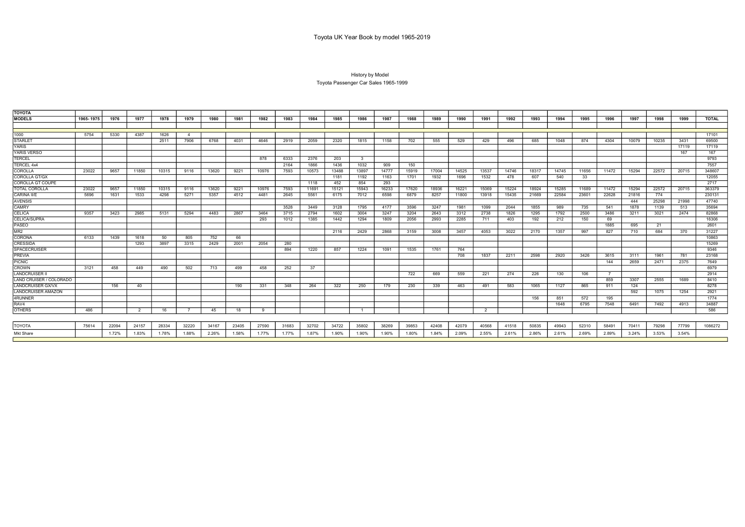# Toyota UK Year Book by model 1965-2019

## History by Model

Toyota Passenger Car Sales 1965-1999

| TOYOTA | | | | | | | | | | | | | | | | | | | | | | | | | | |
|---|---|---|---|---|---|---|---|---|---|---|---|---|---|---|---|---|---|---|---|---|---|---|---|---|---|---|
| MODELS | 1965- 1975 | 1976 | 1977 | 1978 | 1979 | 1980 | 1981 | 1982 | 1983 | 1984 | 1985 | 1986 | 1987 | 1988 | 1989 | 1990 | 1991 | 1992 | 1993 | 1994 | 1995 | 1996 | 1997 | 1998 | 1999 | TOTAL |
| 1000 | 5754 | 5330 | 4387 | 1626 | 4 | | | | | | | | | | | | | | | | | | | | | 17101 |
| STARLET | | | | 2511 | 7906 | 6768 | 4031 | 4646 | 2919 | 2059 | 2320 | 1815 | 1158 | 702 | 555 | 529 | 429 | 496 | 685 | 1048 | 874 | 4304 | 10079 | 10235 | 3431 | 69500 |
| YARIS | | | | | | | | | | | | | | | | | | | | | | | | | 17119 | 17119 |
| YARIS VERSO | | | | | | | | | | | | | | | | | | | | | | | | | 167 | 167 |
| TERCEL | | | | | | | | 878 | 6333 | 2376 | 203 | 3 | | | | | | | | | | | | | | 9793 |
| TERCEL 4x4 | | | | | | | | | 2164 | 1866 | 1436 | 1032 | 909 | 150 | | | | | | | | | | | | 7557 |
| COROLLA | 23022 | 9657 | 11850 | 10315 | 9116 | 13620 | 9221 | 10976 | 7593 | 10573 | 13488 | 13897 | 14777 | 15919 | 17004 | 14525 | 13537 | 14746 | 18317 | 14745 | 11656 | 11472 | 15294 | 22572 | 20715 | 348607 |
| COROLLA GT/GX | | | | | | | | | | | 1181 | 1192 | 1163 | 1701 | 1932 | 1696 | 1532 | 478 | 607 | 540 | 33 | | | | | 12055 |
| COROLLA GT COUPE | | | | | | | | | | 1118 | 452 | 854 | 293 | | | | | | | | | | | | | 2717 |
| TOTAL COROLLA | 23022 | 9657 | 11850 | 10315 | 9116 | 13620 | 9221 | 10976 | 7593 | 11691 | 15121 | 15943 | 16233 | 17620 | 18936 | 16221 | 15069 | 15224 | 18924 | 15285 | 11689 | 11472 | 15294 | 22572 | 20715 | 363379 |
| CARINA II/E | 5696 | 1631 | 1533 | 4298 | 5271 | 5357 | 4512 | 4481 | 2645 | 5561 | 6175 | 7012 | 6598 | 6879 | 8257 | 11800 | 13918 | 15435 | 21669 | 22584 | 23601 | 22628 | 21816 | 774 | | 230131 |
| AVENSIS | | | | | | | | | | | | | | | | | | | | | | | 444 | 25298 | 21998 | 47740 |
| CAMRY | | | | | | | | | 3528 | 3449 | 3128 | 1795 | 4177 | 3596 | 3247 | 1981 | 1099 | 2044 | 1855 | 989 | 735 | 541 | 1878 | 1139 | 513 | 35694 |
| CELICA | 9357 | 3423 | 2985 | 5131 | 5294 | 4483 | 2867 | 3464 | 3715 | 2794 | 1602 | 3004 | 3247 | 3204 | 2643 | 3312 | 2738 | 1826 | 1295 | 1792 | 2500 | 3486 | 3211 | 3021 | 2474 | 82868 |
| CELICA/SUPRA | | | | | | | | 293 | 1012 | 1385 | 1442 | 1294 | 1809 | 2056 | 2993 | 2285 | 711 | 403 | 192 | 212 | 150 | 69 | | | | 16306 |
| PASEO | | | | | | | | | | | | | | | | | | | | | | 1885 | 695 | 21 | | 2601 |
| MR2 | | | | | | | | | | | 2116 | 2429 | 2868 | 3159 | 3008 | 3457 | 4053 | 3022 | 2170 | 1357 | 997 | 827 | 710 | 684 | 370 | 31227 |
| CORONA | 6133 | 1439 | 1618 | 50 | 805 | 752 | 66 | | | | | | | | | | | | | | | | | | | 10863 |
| CRESSIDA | | | 1293 | 3897 | 3315 | 2429 | 2001 | 2054 | 280 | | | | | | | | | | | | | | | | | 15269 |
| SPACECRUISER | | | | | | | | | 894 | 1220 | 857 | 1224 | 1091 | 1535 | 1761 | 764 | | | | | | | | | | 9346 |
| PREVIA | | | | | | | | | | | | | | | | 708 | 1837 | 2211 | 2598 | 2920 | 3426 | 3615 | 3111 | 1961 | 781 | 23168 |
| PICNIC | | | | | | | | | | | | | | | | | | | | | | 144 | 2659 | 2471 | 2375 | 7649 |
| CROWN | 3121 | 458 | 449 | 490 | 502 | 713 | 499 | 458 | 252 | 37 | | | | | | | | | | | | | | | | 6979 |
| LANDCRUISER II | | | | | | | | | | | | | | 722 | 669 | 559 | 221 | 274 | 226 | 130 | 106 | 7 | | | | 2914 |
| LAND CRUISER / COLORADO | | | | | | | | | | | | | | | | | | | | | | 859 | 3307 | 2555 | 1689 | 8410 |
| LANDCRUISER GX/VX | | 156 | 40 | | | | 190 | 331 | 348 | 264 | 322 | 250 | 179 | 230 | 339 | 463 | 491 | 583 | 1065 | 1127 | 865 | 911 | 124 | | | 8278 |
| LANDCRUISER AMAZON | | | | | | | | | | | | | | | | | | | | | | | 592 | 1075 | 1254 | 2921 |
| 4RUNNER | | | | | | | | | | | | | | | | | | | 156 | 851 | 572 | 195 | | | | 1774 |
| RAV4 | | | | | | | | | | | | | | | | | | | | 1648 | 6795 | 7548 | 6491 | 7492 | 4913 | 34887 |
| OTHERS | 486 | | 2 | 16 | 7 | 45 | 18 | 9 | | | | 1 | | | | | 2 | | | | | | | | | 586 |
| TOYOTA | 75614 | 22094 | 24157 | 28334 | 32220 | 34167 | 23405 | 27590 | 31683 | 32702 | 34722 | 35802 | 38269 | 39853 | 42408 | 42079 | 40568 | 41518 | 50835 | 49943 | 52310 | 58491 | 70411 | 79298 | 77799 | 1086272 |
| Mkt Share | | 1.72% | 1.83% | 1.78% | 1.88% | 2.26% | 1.58% | 1.77% | 1.77% | 1.87% | 1.90% | 1.90% | 1.90% | 1.80% | 1.84% | 2.09% | 2.55% | 2.61% | 2.86% | 2.61% | 2.69% | 2.89% | 3.24% | 3.53% | 3.54% | |